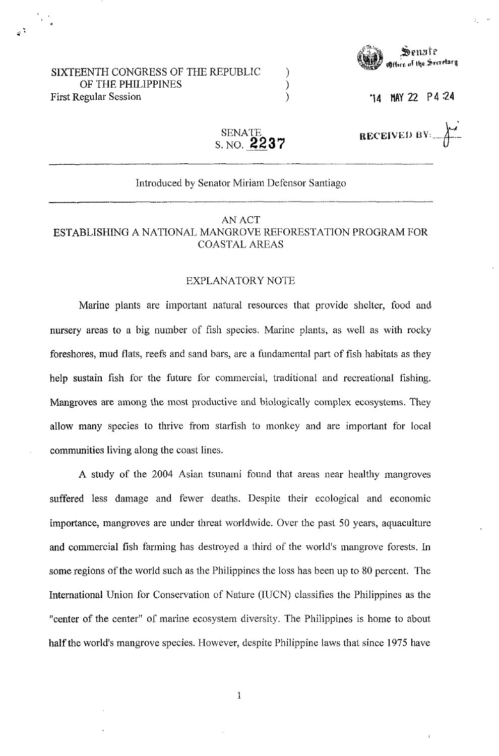SIXTEENTH CONGRESS OF THE REPUBLIC )
OF THE PHILIPPINES )
First Regular Session )

Senate
Office of the Secretary

'14 MAY 22 P4 :24

RECEIVED BY:

SENATE
S. NO. 2237

Introduced by Senator Miriam Defensor Santiago

# AN ACT
# ESTABLISHING A NATIONAL MANGROVE REFORESTATION PROGRAM FOR COASTAL AREAS

## EXPLANATORY NOTE

Marine plants are important natural resources that provide shelter, food and nursery areas to a big number of fish species. Marine plants, as well as with rocky foreshores, mud flats, reefs and sand bars, are a fundamental part of fish habitats as they help sustain fish for the future for commercial, traditional and recreational fishing. Mangroves are among the most productive and biologically complex ecosystems. They allow many species to thrive from starfish to monkey and are important for local communities living along the coast lines.

A study of the 2004 Asian tsunami found that areas near healthy mangroves suffered less damage and fewer deaths. Despite their ecological and economic importance, mangroves are under threat worldwide. Over the past 50 years, aquaculture and commercial fish farming has destroyed a third of the world's mangrove forests. In some regions of the world such as the Philippines the loss has been up to 80 percent. The International Union for Conservation of Nature (IUCN) classifies the Philippines as the "center of the center" of marine ecosystem diversity. The Philippines is home to about half the world's mangrove species. However, despite Philippine laws that since 1975 have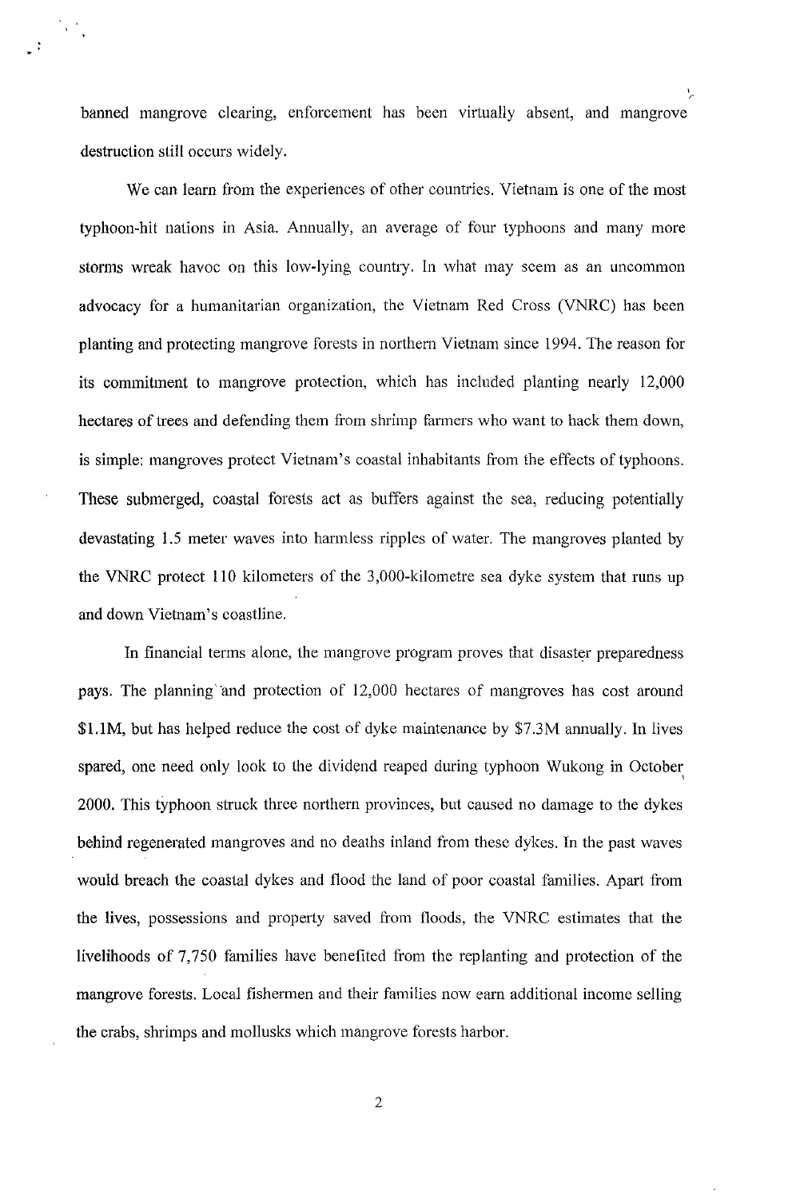banned mangrove clearing, enforcement has been virtually absent, and mangrove destruction still occurs widely.

We can learn from the experiences of other countries. Vietnam is one of the most typhoon-hit nations in Asia. Annually, an average of four typhoons and many more storms wreak havoc on this low-lying country. In what may seem as an uncommon advocacy for a humanitarian organization, the Vietnam Red Cross (VNRC) has been planting and protecting mangrove forests in northern Vietnam since 1994. The reason for its commitment to mangrove protection, which has included planting nearly 12,000 hectares of trees and defending them from shrimp farmers who want to hack them down, is simple: mangroves protect Vietnam's coastal inhabitants from the effects of typhoons. These submerged, coastal forests act as buffers against the sea, reducing potentially devastating 1.5 meter waves into harmless ripples of water. The mangroves planted by the VNRC protect 110 kilometers of the 3,000-kilometre sea dyke system that runs up and down Vietnam's coastline.

In financial terms alone, the mangrove program proves that disaster preparedness pays. The planning and protection of 12,000 hectares of mangroves has cost around $1.1M, but has helped reduce the cost of dyke maintenance by $7.3M annually. In lives spared, one need only look to the dividend reaped during typhoon Wukong in October 2000. This typhoon struck three northern provinces, but caused no damage to the dykes behind regenerated mangroves and no deaths inland from these dykes. In the past waves would breach the coastal dykes and flood the land of poor coastal families. Apart from the lives, possessions and property saved from floods, the VNRC estimates that the livelihoods of 7,750 families have benefited from the replanting and protection of the mangrove forests. Local fishermen and their families now earn additional income selling the crabs, shrimps and mollusks which mangrove forests harbor.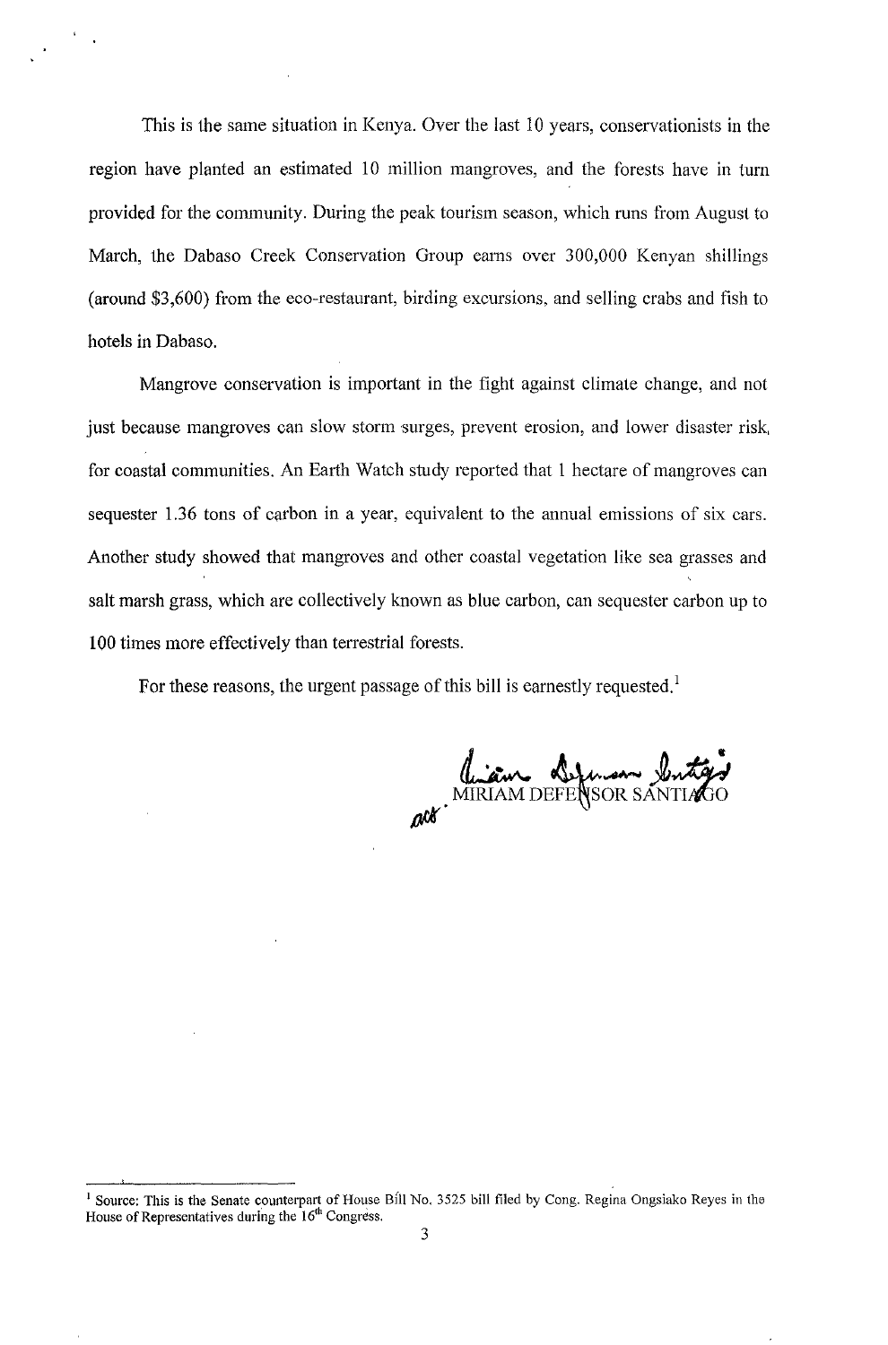This is the same situation in Kenya. Over the last 10 years, conservationists in the region have planted an estimated 10 million mangroves, and the forests have in turn provided for the community. During the peak tourism season, which runs from August to March, the Dabaso Creek Conservation Group earns over 300,000 Kenyan shillings (around $3,600) from the eco-restaurant, birding excursions, and selling crabs and fish to hotels in Dabaso.

Mangrove conservation is important in the fight against climate change, and not just because mangroves can slow storm surges, prevent erosion, and lower disaster risk, for coastal communities. An Earth Watch study reported that 1 hectare of mangroves can sequester 1.36 tons of carbon in a year, equivalent to the annual emissions of six cars. Another study showed that mangroves and other coastal vegetation like sea grasses and salt marsh grass, which are collectively known as blue carbon, can sequester carbon up to 100 times more effectively than terrestrial forests.

For these reasons, the urgent passage of this bill is earnestly requested.[1]

MIRIAM DEFENSOR SANTIAGO

---

[1] Source: This is the Senate counterpart of House Bill No. 3525 bill filed by Cong. Regina Ongsiako Reyes in the House of Representatives during the 16th Congress.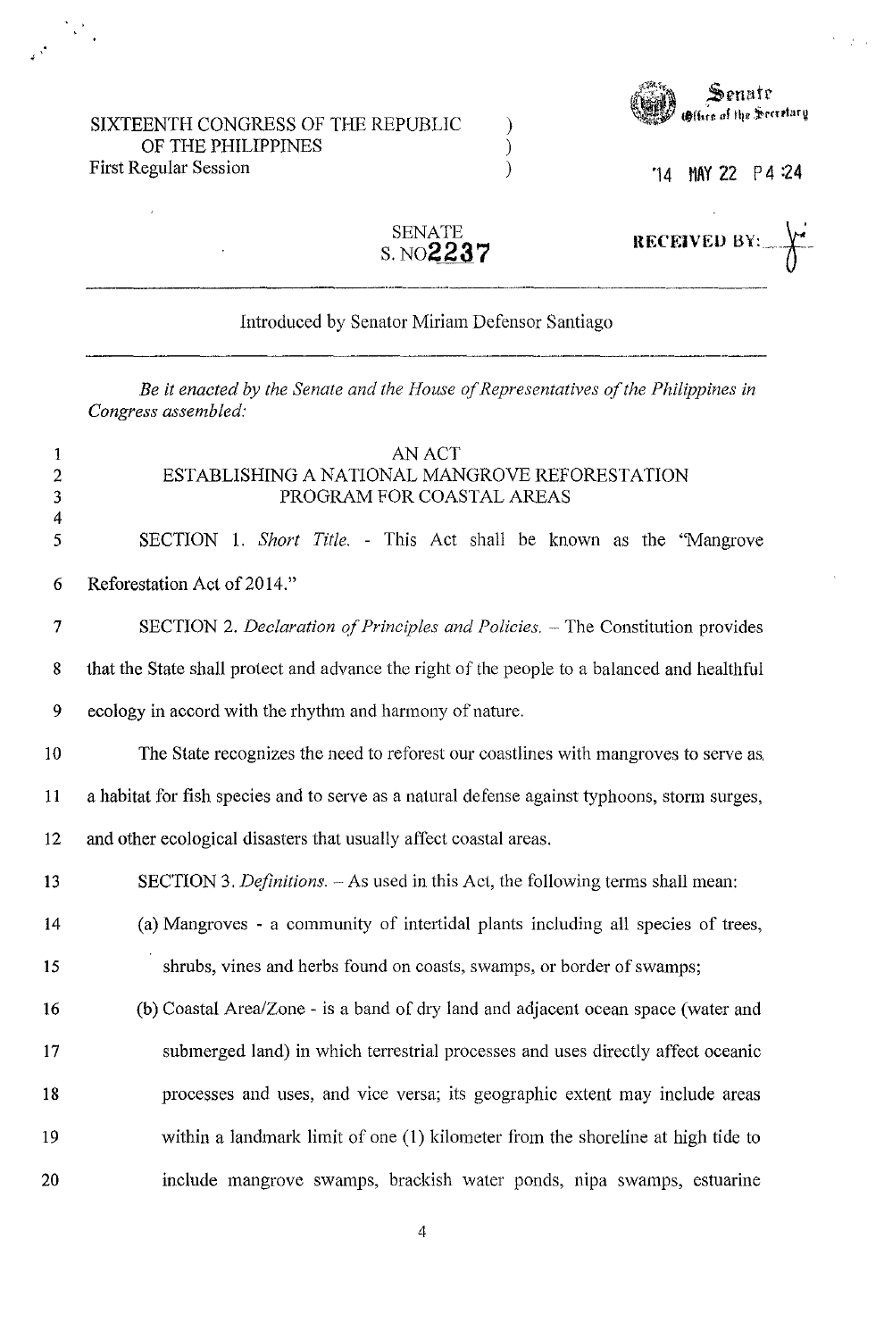SIXTEENTH CONGRESS OF THE REPUBLIC )
OF THE PHILIPPINES )
First Regular Session )

Senate
Office of the Secretary

'14 MAY 22 P4:24

RECEIVED BY:

SENATE
S. NO. 2237

Introduced by Senator Miriam Defensor Santiago

*Be it enacted by the Senate and the House of Representatives of the Philippines in Congress assembled:*

AN ACT
ESTABLISHING A NATIONAL MANGROVE REFORESTATION PROGRAM FOR COASTAL AREAS

SECTION 1. *Short Title.* - This Act shall be known as the "Mangrove Reforestation Act of 2014."

SECTION 2. *Declaration of Principles and Policies.* – The Constitution provides that the State shall protect and advance the right of the people to a balanced and healthful ecology in accord with the rhythm and harmony of nature.

The State recognizes the need to reforest our coastlines with mangroves to serve as a habitat for fish species and to serve as a natural defense against typhoons, storm surges, and other ecological disasters that usually affect coastal areas.

SECTION 3. *Definitions.* – As used in this Act, the following terms shall mean:

(a) Mangroves - a community of intertidal plants including all species of trees, shrubs, vines and herbs found on coasts, swamps, or border of swamps;

(b) Coastal Area/Zone - is a band of dry land and adjacent ocean space (water and submerged land) in which terrestrial processes and uses directly affect oceanic processes and uses, and vice versa; its geographic extent may include areas within a landmark limit of one (1) kilometer from the shoreline at high tide to include mangrove swamps, brackish water ponds, nipa swamps, estuarine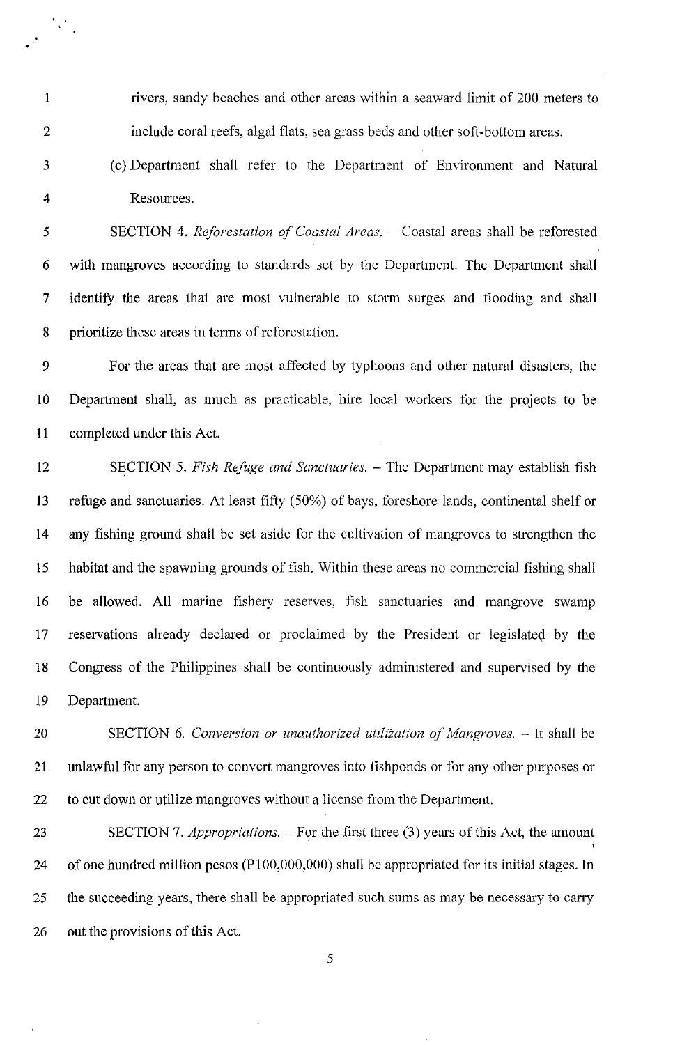rivers, sandy beaches and other areas within a seaward limit of 200 meters to include coral reefs, algal flats, sea grass beds and other soft-bottom areas.

(c) Department shall refer to the Department of Environment and Natural Resources.

SECTION 4. *Reforestation of Coastal Areas.* – Coastal areas shall be reforested with mangroves according to standards set by the Department. The Department shall identify the areas that are most vulnerable to storm surges and flooding and shall prioritize these areas in terms of reforestation.

For the areas that are most affected by typhoons and other natural disasters, the Department shall, as much as practicable, hire local workers for the projects to be completed under this Act.

SECTION 5. *Fish Refuge and Sanctuaries.* – The Department may establish fish refuge and sanctuaries. At least fifty (50%) of bays, foreshore lands, continental shelf or any fishing ground shall be set aside for the cultivation of mangroves to strengthen the habitat and the spawning grounds of fish. Within these areas no commercial fishing shall be allowed. All marine fishery reserves, fish sanctuaries and mangrove swamp reservations already declared or proclaimed by the President or legislated by the Congress of the Philippines shall be continuously administered and supervised by the Department.

SECTION 6. *Conversion or unauthorized utilization of Mangroves.* – It shall be unlawful for any person to convert mangroves into fishponds or for any other purposes or to cut down or utilize mangroves without a license from the Department.

SECTION 7. *Appropriations.* – For the first three (3) years of this Act, the amount of one hundred million pesos (P100,000,000) shall be appropriated for its initial stages. In the succeeding years, there shall be appropriated such sums as may be necessary to carry out the provisions of this Act.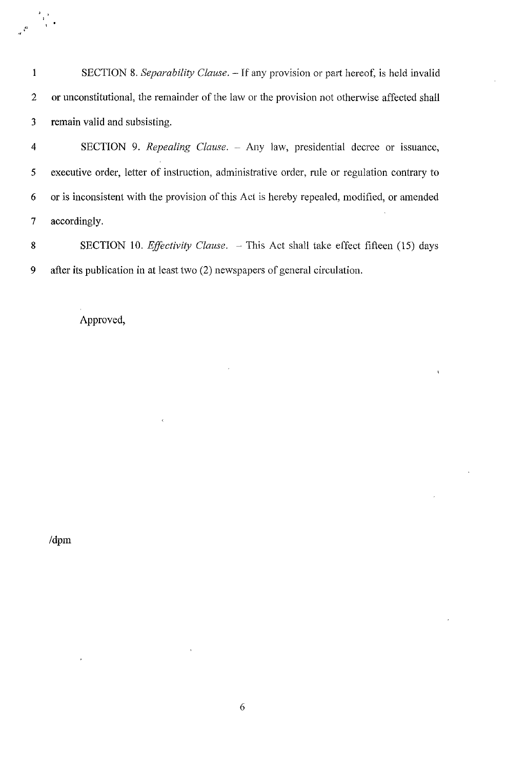SECTION 8. *Separability Clause.* – If any provision or part hereof, is held invalid or unconstitutional, the remainder of the law or the provision not otherwise affected shall remain valid and subsisting.

SECTION 9. *Repealing Clause.* – Any law, presidential decree or issuance, executive order, letter of instruction, administrative order, rule or regulation contrary to or is inconsistent with the provision of this Act is hereby repealed, modified, or amended accordingly.

SECTION 10. *Effectivity Clause.* – This Act shall take effect fifteen (15) days after its publication in at least two (2) newspapers of general circulation.

Approved,

/dpm